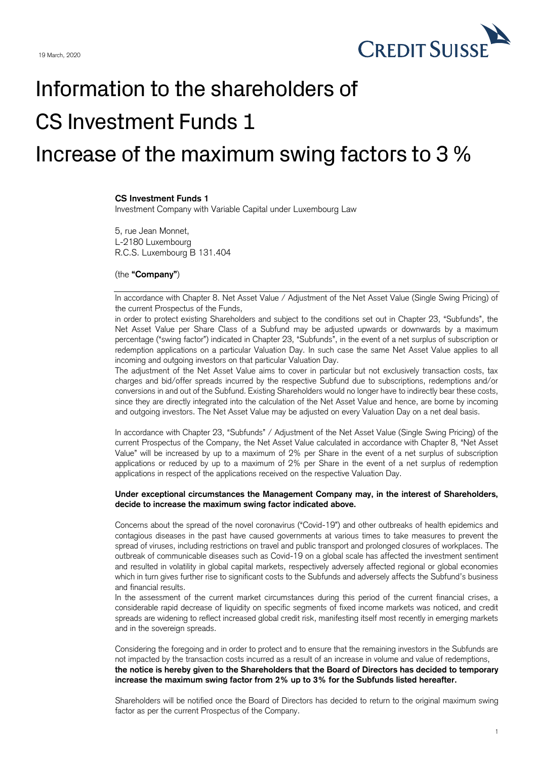19 March, 2020

# Information to the shareholders of CS Investment Funds 1 Increase of the maximum swing factors to 3 %

**CS Investment Funds 1**
Investment Company with Variable Capital under Luxembourg Law

5, rue Jean Monnet,
L-2180 Luxembourg
R.C.S. Luxembourg B 131.404

(the **"Company"**)

In accordance with Chapter 8. Net Asset Value / Adjustment of the Net Asset Value (Single Swing Pricing) of the current Prospectus of the Funds,

in order to protect existing Shareholders and subject to the conditions set out in Chapter 23, "Subfunds", the Net Asset Value per Share Class of a Subfund may be adjusted upwards or downwards by a maximum percentage ("swing factor") indicated in Chapter 23, "Subfunds", in the event of a net surplus of subscription or redemption applications on a particular Valuation Day. In such case the same Net Asset Value applies to all incoming and outgoing investors on that particular Valuation Day.

The adjustment of the Net Asset Value aims to cover in particular but not exclusively transaction costs, tax charges and bid/offer spreads incurred by the respective Subfund due to subscriptions, redemptions and/or conversions in and out of the Subfund. Existing Shareholders would no longer have to indirectly bear these costs, since they are directly integrated into the calculation of the Net Asset Value and hence, are borne by incoming and outgoing investors. The Net Asset Value may be adjusted on every Valuation Day on a net deal basis.

In accordance with Chapter 23, "Subfunds" / Adjustment of the Net Asset Value (Single Swing Pricing) of the current Prospectus of the Company, the Net Asset Value calculated in accordance with Chapter 8, "Net Asset Value" will be increased by up to a maximum of 2% per Share in the event of a net surplus of subscription applications or reduced by up to a maximum of 2% per Share in the event of a net surplus of redemption applications in respect of the applications received on the respective Valuation Day.

**Under exceptional circumstances the Management Company may, in the interest of Shareholders, decide to increase the maximum swing factor indicated above.**

Concerns about the spread of the novel coronavirus ("Covid-19") and other outbreaks of health epidemics and contagious diseases in the past have caused governments at various times to take measures to prevent the spread of viruses, including restrictions on travel and public transport and prolonged closures of workplaces. The outbreak of communicable diseases such as Covid-19 on a global scale has affected the investment sentiment and resulted in volatility in global capital markets, respectively adversely affected regional or global economies which in turn gives further rise to significant costs to the Subfunds and adversely affects the Subfund's business and financial results.

In the assessment of the current market circumstances during this period of the current financial crises, a considerable rapid decrease of liquidity on specific segments of fixed income markets was noticed, and credit spreads are widening to reflect increased global credit risk, manifesting itself most recently in emerging markets and in the sovereign spreads.

Considering the foregoing and in order to protect and to ensure that the remaining investors in the Subfunds are not impacted by the transaction costs incurred as a result of an increase in volume and value of redemptions, **the notice is hereby given to the Shareholders that the Board of Directors has decided to temporary increase the maximum swing factor from 2% up to 3% for the Subfunds listed hereafter.**

Shareholders will be notified once the Board of Directors has decided to return to the original maximum swing factor as per the current Prospectus of the Company.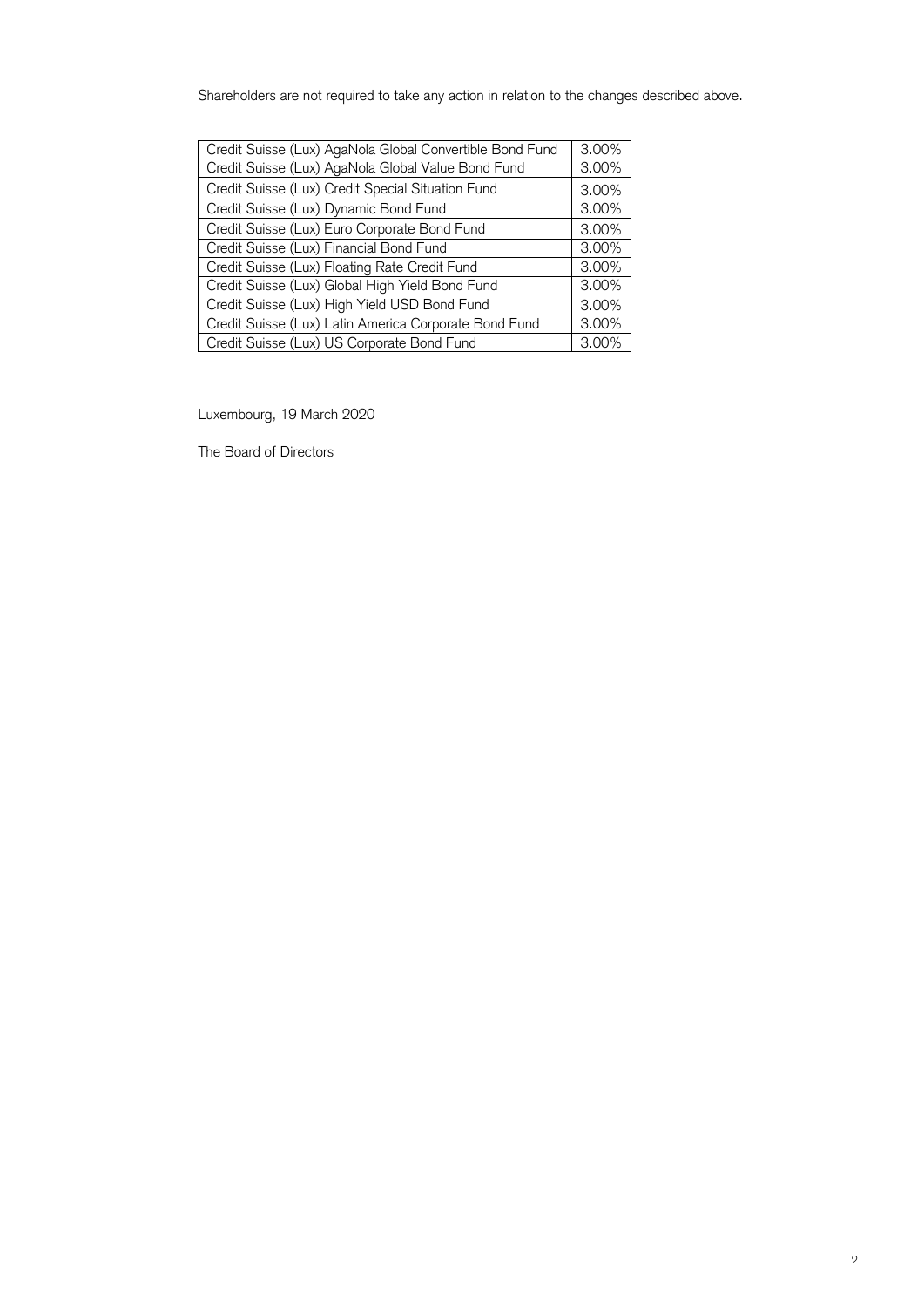Shareholders are not required to take any action in relation to the changes described above.

| | |
|---|---|
| Credit Suisse (Lux) AgaNola Global Convertible Bond Fund | 3.00% |
| Credit Suisse (Lux) AgaNola Global Value Bond Fund | 3.00% |
| Credit Suisse (Lux) Credit Special Situation Fund | 3.00% |
| Credit Suisse (Lux) Dynamic Bond Fund | 3.00% |
| Credit Suisse (Lux) Euro Corporate Bond Fund | 3.00% |
| Credit Suisse (Lux) Financial Bond Fund | 3.00% |
| Credit Suisse (Lux) Floating Rate Credit Fund | 3.00% |
| Credit Suisse (Lux) Global High Yield Bond Fund | 3.00% |
| Credit Suisse (Lux) High Yield USD Bond Fund | 3.00% |
| Credit Suisse (Lux) Latin America Corporate Bond Fund | 3.00% |
| Credit Suisse (Lux) US Corporate Bond Fund | 3.00% |

Luxembourg, 19 March 2020

The Board of Directors